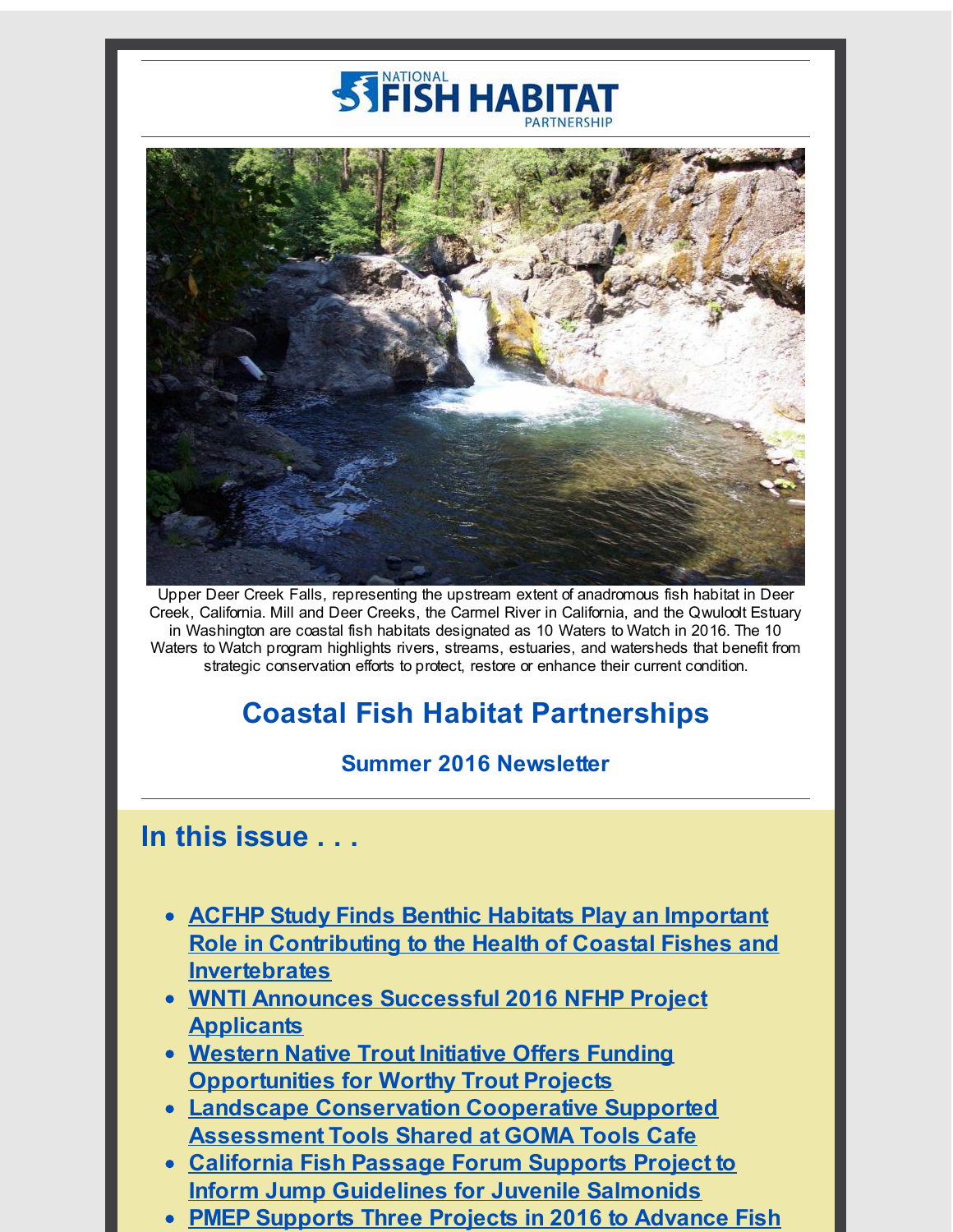NATIONAL FISH HABITAT PARTNERSHIP

Upper Deer Creek Falls, representing the upstream extent of anadromous fish habitat in Deer Creek, California. Mill and Deer Creeks, the Carmel River in California, and the Qwuloolt Estuary in Washington are coastal fish habitats designated as 10 Waters to Watch in 2016. The 10 Waters to Watch program highlights rivers, streams, estuaries, and watersheds that benefit from strategic conservation efforts to protect, restore or enhance their current condition.

# Coastal Fish Habitat Partnerships

## Summer 2016 Newsletter

## In this issue . . .

- **ACFHP Study Finds Benthic Habitats Play an Important Role in Contributing to the Health of Coastal Fishes and Invertebrates**
- **WNTI Announces Successful 2016 NFHP Project Applicants**
- **Western Native Trout Initiative Offers Funding Opportunities for Worthy Trout Projects**
- **Landscape Conservation Cooperative Supported Assessment Tools Shared at GOMA Tools Cafe**
- **California Fish Passage Forum Supports Project to Inform Jump Guidelines for Juvenile Salmonids**
- **PMEP Supports Three Projects in 2016 to Advance Fish**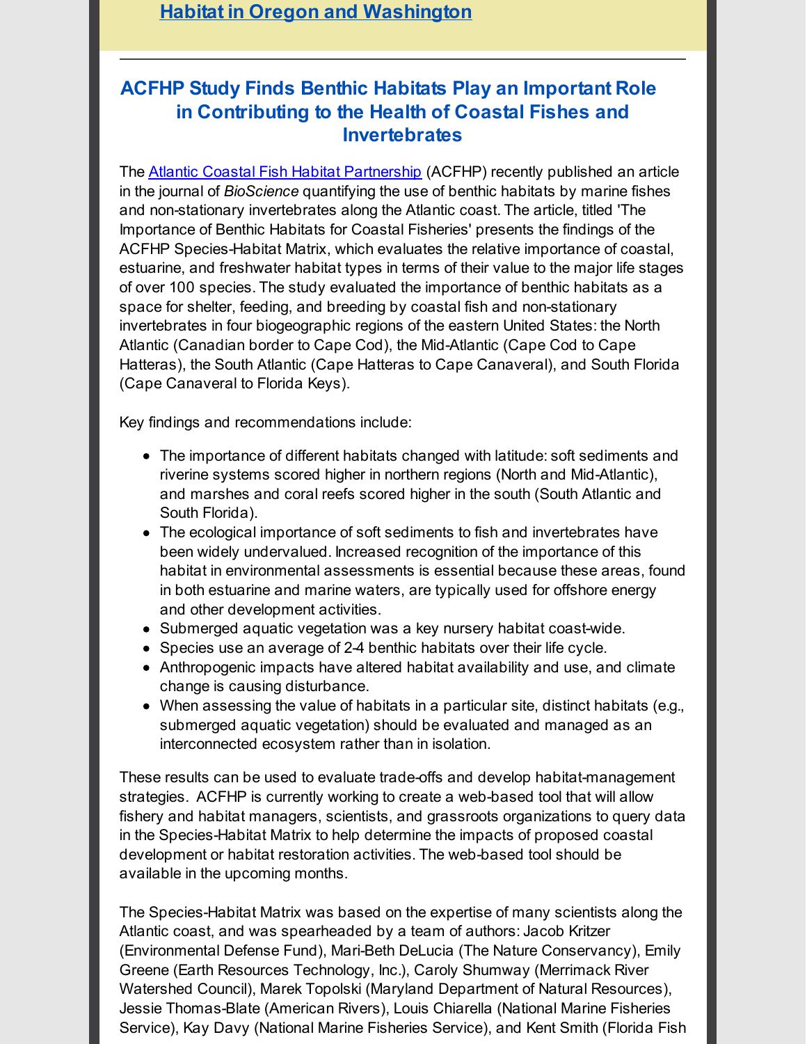[Habitat in Oregon and Washington]

---

## ACFHP Study Finds Benthic Habitats Play an Important Role in Contributing to the Health of Coastal Fishes and Invertebrates

The Atlantic Coastal Fish Habitat Partnership (ACFHP) recently published an article in the journal of *BioScience* quantifying the use of benthic habitats by marine fishes and non-stationary invertebrates along the Atlantic coast. The article, titled 'The Importance of Benthic Habitats for Coastal Fisheries' presents the findings of the ACFHP Species-Habitat Matrix, which evaluates the relative importance of coastal, estuarine, and freshwater habitat types in terms of their value to the major life stages of over 100 species. The study evaluated the importance of benthic habitats as a space for shelter, feeding, and breeding by coastal fish and non-stationary invertebrates in four biogeographic regions of the eastern United States: the North Atlantic (Canadian border to Cape Cod), the Mid-Atlantic (Cape Cod to Cape Hatteras), the South Atlantic (Cape Hatteras to Cape Canaveral), and South Florida (Cape Canaveral to Florida Keys).

Key findings and recommendations include:

- The importance of different habitats changed with latitude: soft sediments and riverine systems scored higher in northern regions (North and Mid-Atlantic), and marshes and coral reefs scored higher in the south (South Atlantic and South Florida).
- The ecological importance of soft sediments to fish and invertebrates have been widely undervalued. Increased recognition of the importance of this habitat in environmental assessments is essential because these areas, found in both estuarine and marine waters, are typically used for offshore energy and other development activities.
- Submerged aquatic vegetation was a key nursery habitat coast-wide.
- Species use an average of 2-4 benthic habitats over their life cycle.
- Anthropogenic impacts have altered habitat availability and use, and climate change is causing disturbance.
- When assessing the value of habitats in a particular site, distinct habitats (e.g., submerged aquatic vegetation) should be evaluated and managed as an interconnected ecosystem rather than in isolation.

These results can be used to evaluate trade-offs and develop habitat-management strategies. ACFHP is currently working to create a web-based tool that will allow fishery and habitat managers, scientists, and grassroots organizations to query data in the Species-Habitat Matrix to help determine the impacts of proposed coastal development or habitat restoration activities. The web-based tool should be available in the upcoming months.

The Species-Habitat Matrix was based on the expertise of many scientists along the Atlantic coast, and was spearheaded by a team of authors: Jacob Kritzer (Environmental Defense Fund), Mari-Beth DeLucia (The Nature Conservancy), Emily Greene (Earth Resources Technology, Inc.), Caroly Shumway (Merrimack River Watershed Council), Marek Topolski (Maryland Department of Natural Resources), Jessie Thomas-Blate (American Rivers), Louis Chiarella (National Marine Fisheries Service), Kay Davy (National Marine Fisheries Service), and Kent Smith (Florida Fish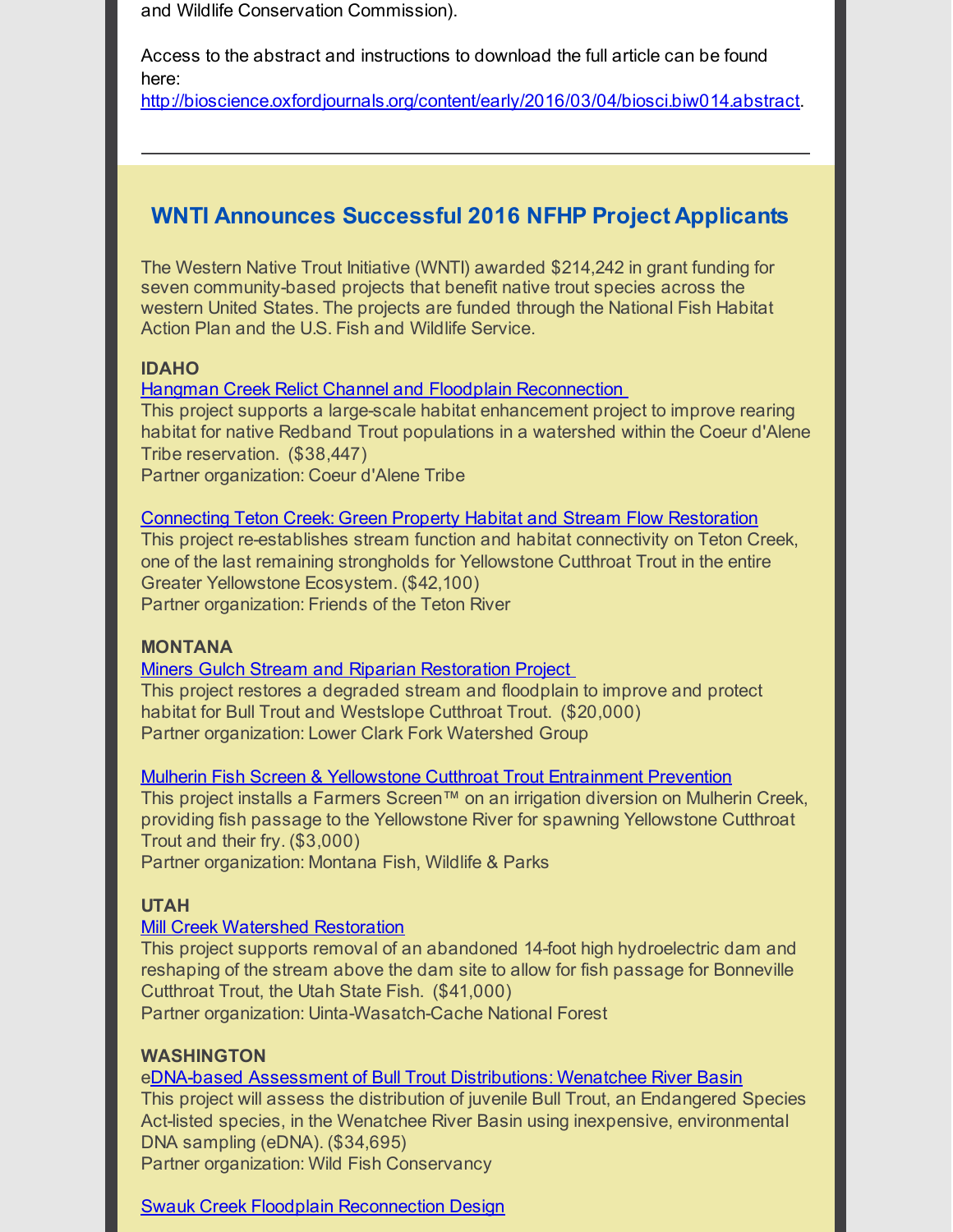and Wildlife Conservation Commission).

Access to the abstract and instructions to download the full article can be found here: http://bioscience.oxfordjournals.org/content/early/2016/03/04/biosci.biw014.abstract.

---

## WNTI Announces Successful 2016 NFHP Project Applicants

The Western Native Trout Initiative (WNTI) awarded $214,242 in grant funding for seven community-based projects that benefit native trout species across the western United States. The projects are funded through the National Fish Habitat Action Plan and the U.S. Fish and Wildlife Service.

**IDAHO**

Hangman Creek Relict Channel and Floodplain Reconnection

This project supports a large-scale habitat enhancement project to improve rearing habitat for native Redband Trout populations in a watershed within the Coeur d'Alene Tribe reservation. ($38,447)

Partner organization: Coeur d'Alene Tribe

Connecting Teton Creek: Green Property Habitat and Stream Flow Restoration

This project re-establishes stream function and habitat connectivity on Teton Creek, one of the last remaining strongholds for Yellowstone Cutthroat Trout in the entire Greater Yellowstone Ecosystem. ($42,100)

Partner organization: Friends of the Teton River

**MONTANA**

Miners Gulch Stream and Riparian Restoration Project

This project restores a degraded stream and floodplain to improve and protect habitat for Bull Trout and Westslope Cutthroat Trout. ($20,000)

Partner organization: Lower Clark Fork Watershed Group

Mulherin Fish Screen & Yellowstone Cutthroat Trout Entrainment Prevention

This project installs a Farmers Screen™ on an irrigation diversion on Mulherin Creek, providing fish passage to the Yellowstone River for spawning Yellowstone Cutthroat Trout and their fry. ($3,000)

Partner organization: Montana Fish, Wildlife & Parks

**UTAH**

Mill Creek Watershed Restoration

This project supports removal of an abandoned 14-foot high hydroelectric dam and reshaping of the stream above the dam site to allow for fish passage for Bonneville Cutthroat Trout, the Utah State Fish. ($41,000)

Partner organization: Uinta-Wasatch-Cache National Forest

**WASHINGTON**

eDNA-based Assessment of Bull Trout Distributions: Wenatchee River Basin

This project will assess the distribution of juvenile Bull Trout, an Endangered Species Act-listed species, in the Wenatchee River Basin using inexpensive, environmental DNA sampling (eDNA). ($34,695)

Partner organization: Wild Fish Conservancy

Swauk Creek Floodplain Reconnection Design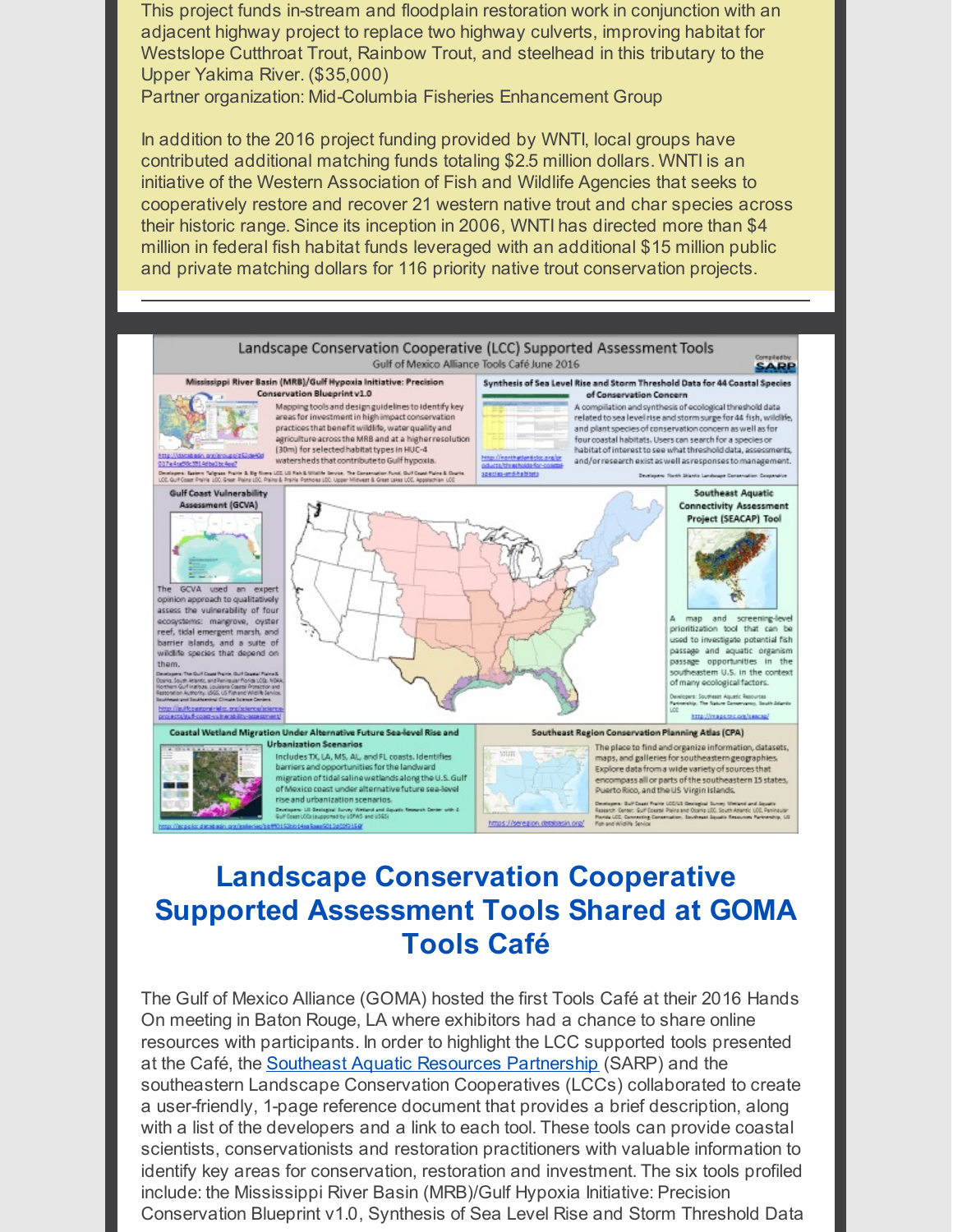This project funds in-stream and floodplain restoration work in conjunction with an adjacent highway project to replace two highway culverts, improving habitat for Westslope Cutthroat Trout, Rainbow Trout, and steelhead in this tributary to the Upper Yakima River. ($35,000)
Partner organization: Mid-Columbia Fisheries Enhancement Group

In addition to the 2016 project funding provided by WNTI, local groups have contributed additional matching funds totaling $2.5 million dollars. WNTI is an initiative of the Western Association of Fish and Wildlife Agencies that seeks to cooperatively restore and recover 21 western native trout and char species across their historic range. Since its inception in 2006, WNTI has directed more than $4 million in federal fish habitat funds leveraged with an additional $15 million public and private matching dollars for 116 priority native trout conservation projects.

---

## Landscape Conservation Cooperative Supported Assessment Tools Shared at GOMA Tools Café

The Gulf of Mexico Alliance (GOMA) hosted the first Tools Café at their 2016 Hands On meeting in Baton Rouge, LA where exhibitors had a chance to share online resources with participants. In order to highlight the LCC supported tools presented at the Café, the Southeast Aquatic Resources Partnership (SARP) and the southeastern Landscape Conservation Cooperatives (LCCs) collaborated to create a user-friendly, 1-page reference document that provides a brief description, along with a list of the developers and a link to each tool. These tools can provide coastal scientists, conservationists and restoration practitioners with valuable information to identify key areas for conservation, restoration and investment. The six tools profiled include: the Mississippi River Basin (MRB)/Gulf Hypoxia Initiative: Precision Conservation Blueprint v1.0, Synthesis of Sea Level Rise and Storm Threshold Data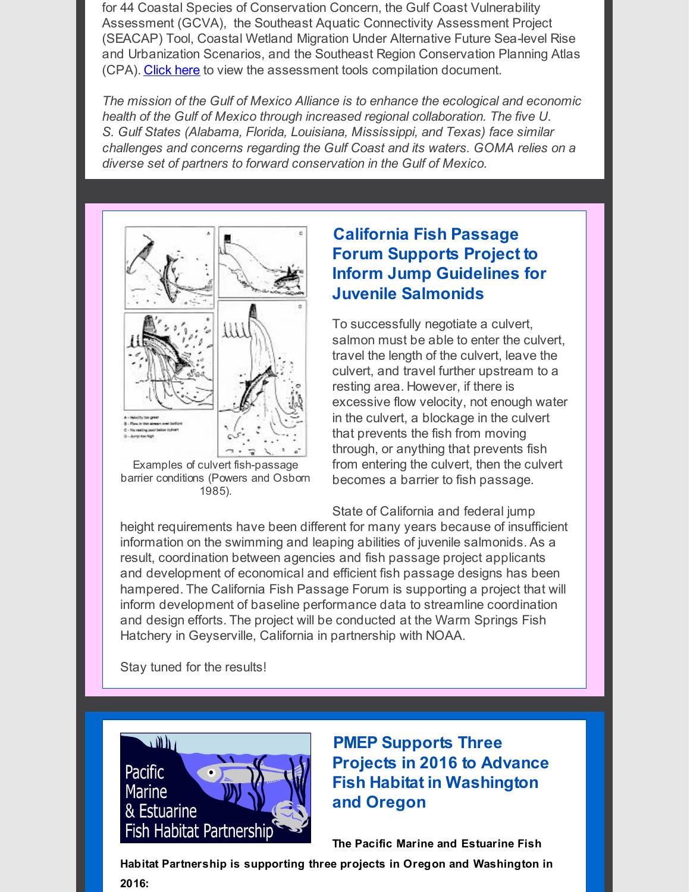for 44 Coastal Species of Conservation Concern, the Gulf Coast Vulnerability Assessment (GCVA), the Southeast Aquatic Connectivity Assessment Project (SEACAP) Tool, Coastal Wetland Migration Under Alternative Future Sea-level Rise and Urbanization Scenarios, and the Southeast Region Conservation Planning Atlas (CPA). Click here to view the assessment tools compilation document.

*The mission of the Gulf of Mexico Alliance is to enhance the ecological and economic health of the Gulf of Mexico through increased regional collaboration. The five U. S. Gulf States (Alabama, Florida, Louisiana, Mississippi, and Texas) face similar challenges and concerns regarding the Gulf Coast and its waters. GOMA relies on a diverse set of partners to forward conservation in the Gulf of Mexico.*

## California Fish Passage Forum Supports Project to Inform Jump Guidelines for Juvenile Salmonids

Examples of culvert fish-passage barrier conditions (Powers and Osborn 1985).

To successfully negotiate a culvert, salmon must be able to enter the culvert, travel the length of the culvert, leave the culvert, and travel further upstream to a resting area. However, if there is excessive flow velocity, not enough water in the culvert, a blockage in the culvert that prevents the fish from moving through, or anything that prevents fish from entering the culvert, then the culvert becomes a barrier to fish passage.

State of California and federal jump height requirements have been different for many years because of insufficient information on the swimming and leaping abilities of juvenile salmonids. As a result, coordination between agencies and fish passage project applicants and development of economical and efficient fish passage designs has been hampered. The California Fish Passage Forum is supporting a project that will inform development of baseline performance data to streamline coordination and design efforts. The project will be conducted at the Warm Springs Fish Hatchery in Geyserville, California in partnership with NOAA.

Stay tuned for the results!

## PMEP Supports Three Projects in 2016 to Advance Fish Habitat in Washington and Oregon

**The Pacific Marine and Estuarine Fish Habitat Partnership is supporting three projects in Oregon and Washington in 2016:**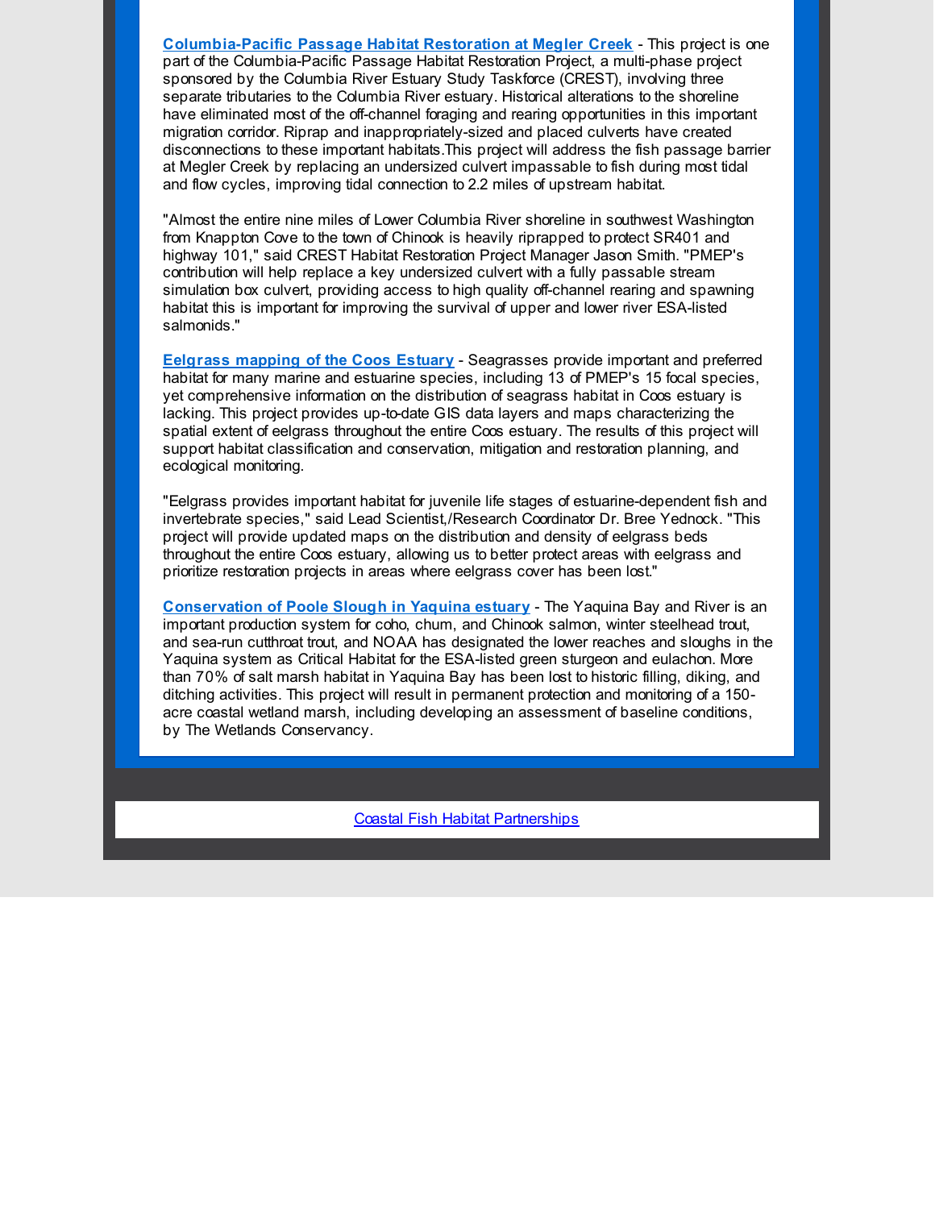**Columbia-Pacific Passage Habitat Restoration at Megler Creek** - This project is one part of the Columbia-Pacific Passage Habitat Restoration Project, a multi-phase project sponsored by the Columbia River Estuary Study Taskforce (CREST), involving three separate tributaries to the Columbia River estuary. Historical alterations to the shoreline have eliminated most of the off-channel foraging and rearing opportunities in this important migration corridor. Riprap and inappropriately-sized and placed culverts have created disconnections to these important habitats.This project will address the fish passage barrier at Megler Creek by replacing an undersized culvert impassable to fish during most tidal and flow cycles, improving tidal connection to 2.2 miles of upstream habitat.

"Almost the entire nine miles of Lower Columbia River shoreline in southwest Washington from Knappton Cove to the town of Chinook is heavily riprapped to protect SR401 and highway 101," said CREST Habitat Restoration Project Manager Jason Smith. "PMEP's contribution will help replace a key undersized culvert with a fully passable stream simulation box culvert, providing access to high quality off-channel rearing and spawning habitat this is important for improving the survival of upper and lower river ESA-listed salmonids."

**Eelgrass mapping of the Coos Estuary** - Seagrasses provide important and preferred habitat for many marine and estuarine species, including 13 of PMEP's 15 focal species, yet comprehensive information on the distribution of seagrass habitat in Coos estuary is lacking. This project provides up-to-date GIS data layers and maps characterizing the spatial extent of eelgrass throughout the entire Coos estuary. The results of this project will support habitat classification and conservation, mitigation and restoration planning, and ecological monitoring.

"Eelgrass provides important habitat for juvenile life stages of estuarine-dependent fish and invertebrate species," said Lead Scientist,/Research Coordinator Dr. Bree Yednock. "This project will provide updated maps on the distribution and density of eelgrass beds throughout the entire Coos estuary, allowing us to better protect areas with eelgrass and prioritize restoration projects in areas where eelgrass cover has been lost."

**Conservation of Poole Slough in Yaquina estuary** - The Yaquina Bay and River is an important production system for coho, chum, and Chinook salmon, winter steelhead trout, and sea-run cutthroat trout, and NOAA has designated the lower reaches and sloughs in the Yaquina system as Critical Habitat for the ESA-listed green sturgeon and eulachon. More than 70% of salt marsh habitat in Yaquina Bay has been lost to historic filling, diking, and ditching activities. This project will result in permanent protection and monitoring of a 150-acre coastal wetland marsh, including developing an assessment of baseline conditions, by The Wetlands Conservancy.

Coastal Fish Habitat Partnerships